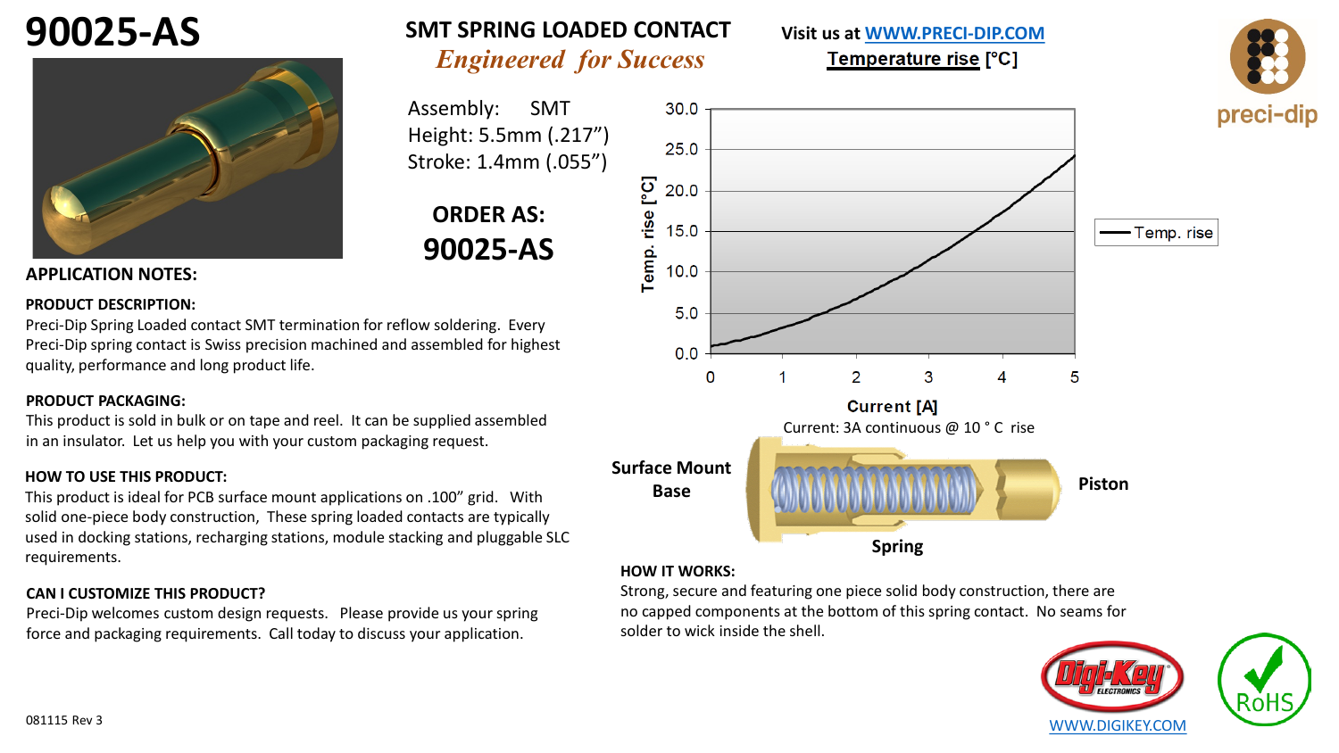# 90025-AS

## SMT SPRING LOADED CONTACT

*Engineered for Success*

Visit us at WWW.PRECI-DIP.COM

Assembly: SMT
Height: 5.5mm (.217")
Stroke: 1.4mm (.055")

**ORDER AS:**

**90025-AS**

**Temperature rise [°C]**

Temp. rise [°C]

Current [A]

Current: 3A continuous @ 10 ° C rise

Surface Mount Base

Piston

Spring

## APPLICATION NOTES:

**PRODUCT DESCRIPTION:**

Preci-Dip Spring Loaded contact SMT termination for reflow soldering. Every Preci-Dip spring contact is Swiss precision machined and assembled for highest quality, performance and long product life.

**PRODUCT PACKAGING:**

This product is sold in bulk or on tape and reel. It can be supplied assembled in an insulator. Let us help you with your custom packaging request.

**HOW TO USE THIS PRODUCT:**

This product is ideal for PCB surface mount applications on .100" grid. With solid one-piece body construction, These spring loaded contacts are typically used in docking stations, recharging stations, module stacking and pluggable SLC requirements.

**CAN I CUSTOMIZE THIS PRODUCT?**

Preci-Dip welcomes custom design requests. Please provide us your spring force and packaging requirements. Call today to discuss your application.

**HOW IT WORKS:**

Strong, secure and featuring one piece solid body construction, there are no capped components at the bottom of this spring contact. No seams for solder to wick inside the shell.

WWW.DIGIKEY.COM

081115 Rev 3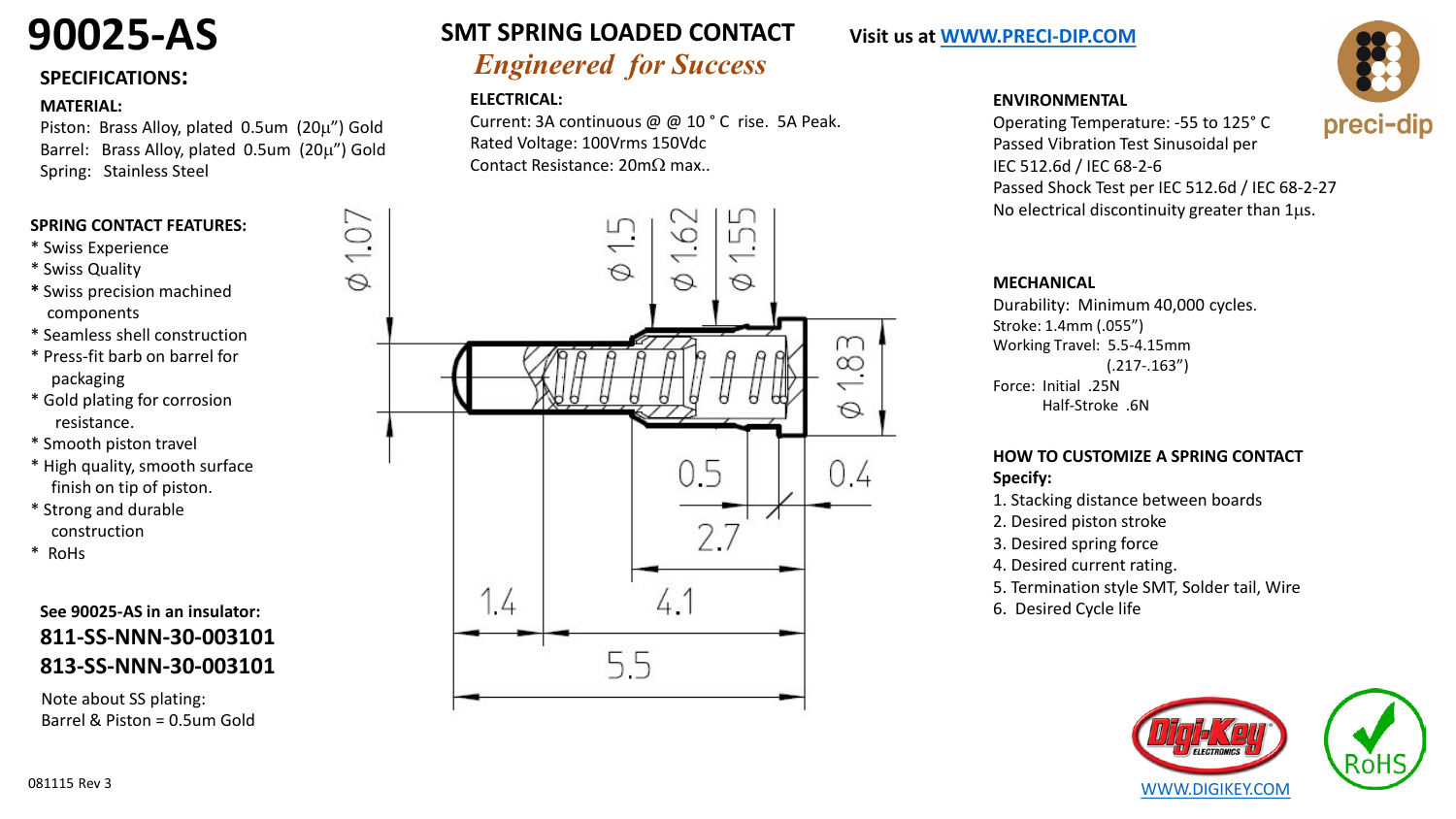# 90025-AS

## SMT SPRING LOADED CONTACT

*Engineered for Success*

Visit us at WWW.PRECI-DIP.COM

preci-dip

## SPECIFICATIONS:

**MATERIAL:**

Piston: Brass Alloy, plated 0.5um (20μ") Gold
Barrel: Brass Alloy, plated 0.5um (20μ") Gold
Spring: Stainless Steel

**SPRING CONTACT FEATURES:**

* Swiss Experience
* Swiss Quality
* Swiss precision machined components
* Seamless shell construction
* Press-fit barb on barrel for packaging
* Gold plating for corrosion resistance.
* Smooth piston travel
* High quality, smooth surface finish on tip of piston.
* Strong and durable construction
* RoHs

**See 90025-AS in an insulator:**

**811-SS-NNN-30-003101**

**813-SS-NNN-30-003101**

Note about SS plating:
Barrel & Piston = 0.5um Gold

**ELECTRICAL:**

Current: 3A continuous @ @ 10 ° C rise. 5A Peak.
Rated Voltage: 100Vrms 150Vdc
Contact Resistance: 20mΩ max..

ϕ 1.07
ϕ 1.5
ϕ 1.62
ϕ 1.55
ϕ 1.83
0.5
0.4
2.7
1.4
4.1
5.5

**ENVIRONMENTAL**

Operating Temperature: -55 to 125° C
Passed Vibration Test Sinusoidal per IEC 512.6d / IEC 68-2-6
Passed Shock Test per IEC 512.6d / IEC 68-2-27
No electrical discontinuity greater than 1μs.

**MECHANICAL**

Durability: Minimum 40,000 cycles.
Stroke: 1.4mm (.055")
Working Travel: 5.5-4.15mm (.217-.163")
Force: Initial .25N
Half-Stroke .6N

**HOW TO CUSTOMIZE A SPRING CONTACT**

**Specify:**

1. Stacking distance between boards
2. Desired piston stroke
3. Desired spring force
4. Desired current rating.
5. Termination style SMT, Solder tail, Wire
6. Desired Cycle life

Digi-Key ELECTRONICS
WWW.DIGIKEY.COM

RoHS

081115 Rev 3